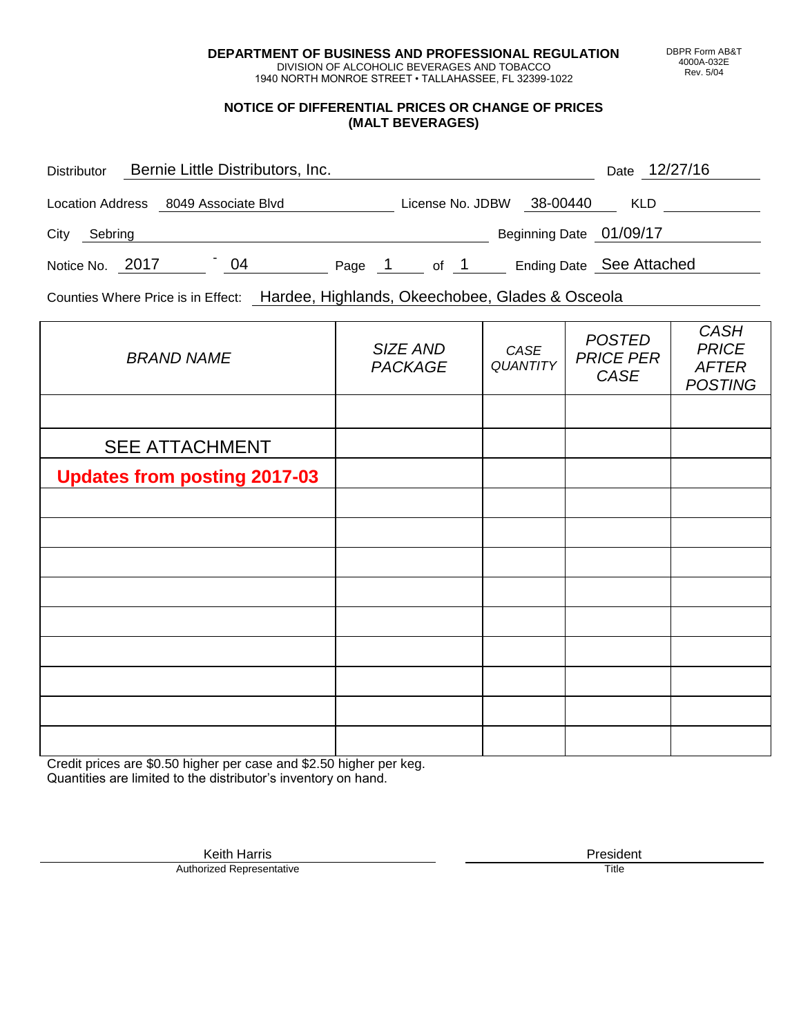**DEPARTMENT OF BUSINESS AND PROFESSIONAL REGULATION**
DIVISION OF ALCOHOLIC BEVERAGES AND TOBACCO
1940 NORTH MONROE STREET • TALLAHASSEE, FL 32399-1022

DBPR Form AB&T 4000A-032E Rev. 5/04

## NOTICE OF DIFFERENTIAL PRICES OR CHANGE OF PRICES (MALT BEVERAGES)

Distributor: Bernie Little Distributors, Inc. Date: 12/27/16

Location Address: 8049 Associate Blvd License No. JDBW 38-00440 KLD

City: Sebring Beginning Date: 01/09/17

Notice No. 2017 - 04 Page 1 of 1 Ending Date: See Attached

Counties Where Price is in Effect: Hardee, Highlands, Okeechobee, Glades & Osceola

| *BRAND NAME* | *SIZE AND PACKAGE* | *CASE QUANTITY* | *POSTED PRICE PER CASE* | *CASH PRICE AFTER POSTING* |
|---|---|---|---|---|
| | | | | |
| SEE ATTACHMENT | | | | |
| **Updates from posting 2017-03** | | | | |
| | | | | |
| | | | | |
| | | | | |
| | | | | |
| | | | | |
| | | | | |
| | | | | |
| | | | | |
| | | | | |

Credit prices are $0.50 higher per case and $2.50 higher per keg.
Quantities are limited to the distributor's inventory on hand.

Keith Harris
Authorized Representative

President
Title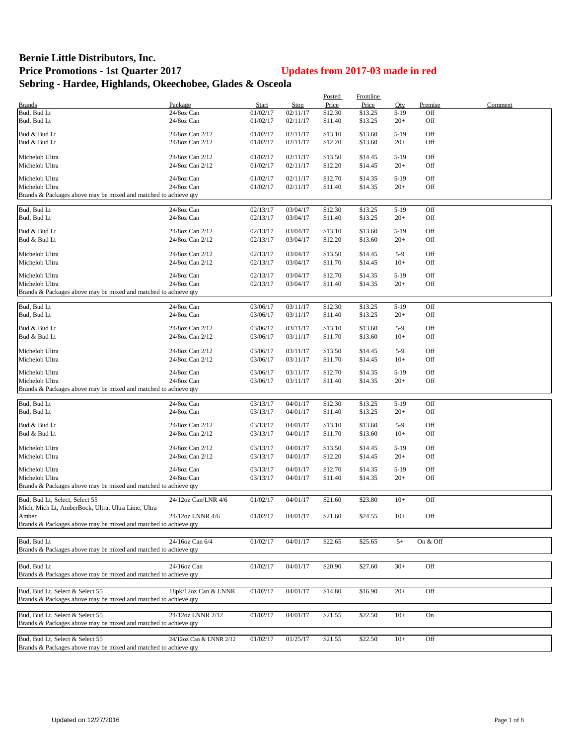# Bernie Little Distributors, Inc.
## Price Promotions - 1st Quarter 2017
**Updates from 2017-03 made in red**
## Sebring - Hardee, Highlands, Okeechobee, Glades & Osceola

| Brands | Package | Start | Stop | Posted Price | Frontline Price | Qty | Premise | Comment |
|---|---|---|---|---|---|---|---|---|
| Bud, Bud Lt | 24/8oz Can | 01/02/17 | 02/11/17 | $12.30 | $13.25 | 5-19 | Off | |
| Bud, Bud Lt | 24/8oz Can | 01/02/17 | 02/11/17 | $11.40 | $13.25 | 20+ | Off | |
| Bud & Bud Lt | 24/8oz Can 2/12 | 01/02/17 | 02/11/17 | $13.10 | $13.60 | 5-19 | Off | |
| Bud & Bud Lt | 24/8oz Can 2/12 | 01/02/17 | 02/11/17 | $12.20 | $13.60 | 20+ | Off | |
| Michelob Ultra | 24/8oz Can 2/12 | 01/02/17 | 02/11/17 | $13.50 | $14.45 | 5-19 | Off | |
| Michelob Ultra | 24/8oz Can 2/12 | 01/02/17 | 02/11/17 | $12.20 | $14.45 | 20+ | Off | |
| Michelob Ultra | 24/8oz Can | 01/02/17 | 02/11/17 | $12.70 | $14.35 | 5-19 | Off | |
| Michelob Ultra | 24/8oz Can | 01/02/17 | 02/11/17 | $11.40 | $14.35 | 20+ | Off | |
| Brands & Packages above may be mixed and matched to achieve qty | | | | | | | | |
| Bud, Bud Lt | 24/8oz Can | 02/13/17 | 03/04/17 | $12.30 | $13.25 | 5-19 | Off | |
| Bud, Bud Lt | 24/8oz Can | 02/13/17 | 03/04/17 | $11.40 | $13.25 | 20+ | Off | |
| Bud & Bud Lt | 24/8oz Can 2/12 | 02/13/17 | 03/04/17 | $13.10 | $13.60 | 5-19 | Off | |
| Bud & Bud Lt | 24/8oz Can 2/12 | 02/13/17 | 03/04/17 | $12.20 | $13.60 | 20+ | Off | |
| Michelob Ultra | 24/8oz Can 2/12 | 02/13/17 | 03/04/17 | $13.50 | $14.45 | 5-9 | Off | |
| Michelob Ultra | 24/8oz Can 2/12 | 02/13/17 | 03/04/17 | $11.70 | $14.45 | 10+ | Off | |
| Michelob Ultra | 24/8oz Can | 02/13/17 | 03/04/17 | $12.70 | $14.35 | 5-19 | Off | |
| Michelob Ultra | 24/8oz Can | 02/13/17 | 03/04/17 | $11.40 | $14.35 | 20+ | Off | |
| Brands & Packages above may be mixed and matched to achieve qty | | | | | | | | |
| Bud, Bud Lt | 24/8oz Can | 03/06/17 | 03/11/17 | $12.30 | $13.25 | 5-19 | Off | |
| Bud, Bud Lt | 24/8oz Can | 03/06/17 | 03/11/17 | $11.40 | $13.25 | 20+ | Off | |
| Bud & Bud Lt | 24/8oz Can 2/12 | 03/06/17 | 03/11/17 | $13.10 | $13.60 | 5-9 | Off | |
| Bud & Bud Lt | 24/8oz Can 2/12 | 03/06/17 | 03/11/17 | $11.70 | $13.60 | 10+ | Off | |
| Michelob Ultra | 24/8oz Can 2/12 | 03/06/17 | 03/11/17 | $13.50 | $14.45 | 5-9 | Off | |
| Michelob Ultra | 24/8oz Can 2/12 | 03/06/17 | 03/11/17 | $11.70 | $14.45 | 10+ | Off | |
| Michelob Ultra | 24/8oz Can | 03/06/17 | 03/11/17 | $12.70 | $14.35 | 5-19 | Off | |
| Michelob Ultra | 24/8oz Can | 03/06/17 | 03/11/17 | $11.40 | $14.35 | 20+ | Off | |
| Brands & Packages above may be mixed and matched to achieve qty | | | | | | | | |
| Bud, Bud Lt | 24/8oz Can | 03/13/17 | 04/01/17 | $12.30 | $13.25 | 5-19 | Off | |
| Bud, Bud Lt | 24/8oz Can | 03/13/17 | 04/01/17 | $11.40 | $13.25 | 20+ | Off | |
| Bud & Bud Lt | 24/8oz Can 2/12 | 03/13/17 | 04/01/17 | $13.10 | $13.60 | 5-9 | Off | |
| Bud & Bud Lt | 24/8oz Can 2/12 | 03/13/17 | 04/01/17 | $11.70 | $13.60 | 10+ | Off | |
| Michelob Ultra | 24/8oz Can 2/12 | 03/13/17 | 04/01/17 | $13.50 | $14.45 | 5-19 | Off | |
| Michelob Ultra | 24/8oz Can 2/12 | 03/13/17 | 04/01/17 | $12.20 | $14.45 | 20+ | Off | |
| Michelob Ultra | 24/8oz Can | 03/13/17 | 04/01/17 | $12.70 | $14.35 | 5-19 | Off | |
| Michelob Ultra | 24/8oz Can | 03/13/17 | 04/01/17 | $11.40 | $14.35 | 20+ | Off | |
| Brands & Packages above may be mixed and matched to achieve qty | | | | | | | | |
| Bud, Bud Lt, Select, Select 55 | 24/12oz Can/LNR 4/6 | 01/02/17 | 04/01/17 | $21.60 | $23.80 | 10+ | Off | |
| Mich, Mich Lt, AmberBock, Ultra, Ultra Lime, Ultra Amber | 24/12oz LNNR 4/6 | 01/02/17 | 04/01/17 | $21.60 | $24.55 | 10+ | Off | |
| Brands & Packages above may be mixed and matched to achieve qty | | | | | | | | |
| Bud, Bud Lt | 24/16oz Can 6/4 | 01/02/17 | 04/01/17 | $22.65 | $25.65 | 5+ | On & Off | |
| Brands & Packages above may be mixed and matched to achieve qty | | | | | | | | |
| Bud, Bud Lt | 24/16oz Can | 01/02/17 | 04/01/17 | $20.90 | $27.60 | 30+ | Off | |
| Brands & Packages above may be mixed and matched to achieve qty | | | | | | | | |
| Bud, Bud Lt, Select & Select 55 | 18pk/12oz Can & LNNR | 01/02/17 | 04/01/17 | $14.80 | $16.90 | 20+ | Off | |
| Brands & Packages above may be mixed and matched to achieve qty | | | | | | | | |
| Bud, Bud Lt, Select & Select 55 | 24/12oz LNNR 2/12 | 01/02/17 | 04/01/17 | $21.55 | $22.50 | 10+ | On | |
| Brands & Packages above may be mixed and matched to achieve qty | | | | | | | | |
| Bud, Bud Lt, Select & Select 55 | 24/12oz Can & LNNR 2/12 | 01/02/17 | 01/25/17 | $21.55 | $22.50 | 10+ | Off | |
| Brands & Packages above may be mixed and matched to achieve qty | | | | | | | | |

Updated on 12/27/2016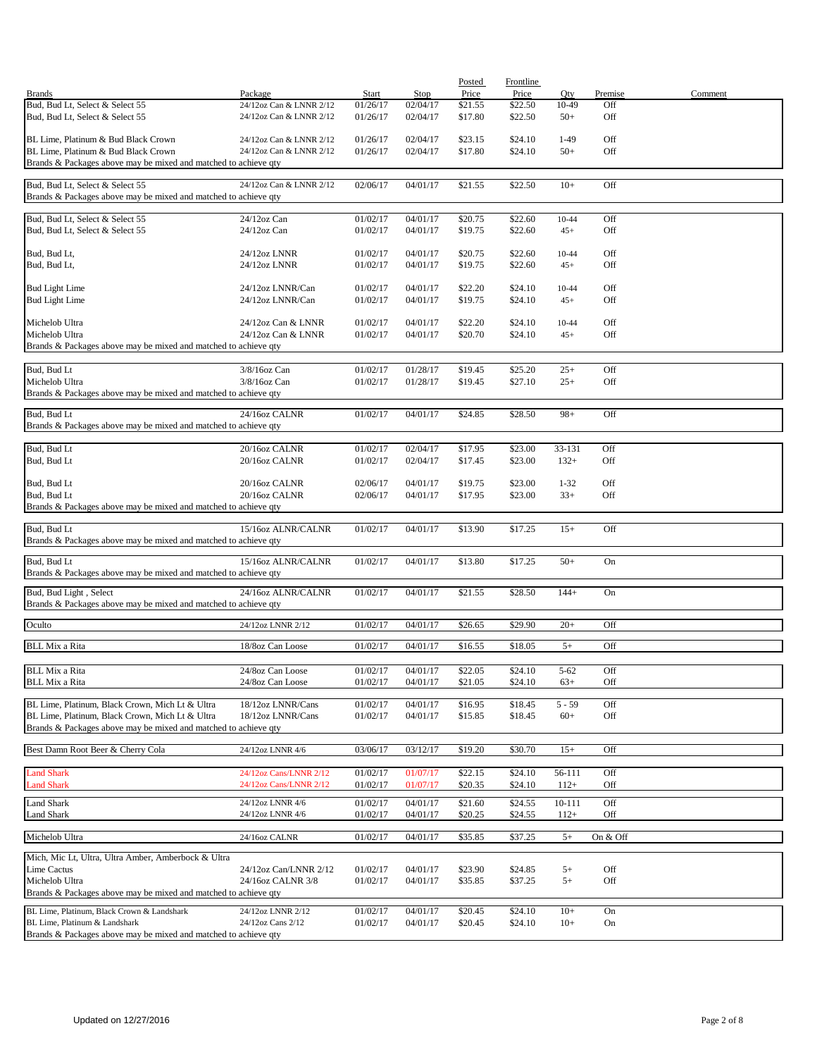| Brands | Package | Start | Stop | Posted Price | Frontline Price | Qty | Premise | Comment |
|---|---|---|---|---|---|---|---|---|
| Bud, Bud Lt, Select & Select 55 | 24/12oz Can & LNNR 2/12 | 01/26/17 | 02/04/17 | $21.55 | $22.50 | 10-49 | Off | |
| Bud, Bud Lt, Select & Select 55 | 24/12oz Can & LNNR 2/12 | 01/26/17 | 02/04/17 | $17.80 | $22.50 | 50+ | Off | |
| BL Lime, Platinum & Bud Black Crown | 24/12oz Can & LNNR 2/12 | 01/26/17 | 02/04/17 | $23.15 | $24.10 | 1-49 | Off | |
| BL Lime, Platinum & Bud Black Crown | 24/12oz Can & LNNR 2/12 | 01/26/17 | 02/04/17 | $17.80 | $24.10 | 50+ | Off | |
| Brands & Packages above may be mixed and matched to achieve qty | | | | | | | | |
| Bud, Bud Lt, Select & Select 55 | 24/12oz Can & LNNR 2/12 | 02/06/17 | 04/01/17 | $21.55 | $22.50 | 10+ | Off | |
| Brands & Packages above may be mixed and matched to achieve qty | | | | | | | | |
| Bud, Bud Lt, Select & Select 55 | 24/12oz Can | 01/02/17 | 04/01/17 | $20.75 | $22.60 | 10-44 | Off | |
| Bud, Bud Lt, Select & Select 55 | 24/12oz Can | 01/02/17 | 04/01/17 | $19.75 | $22.60 | 45+ | Off | |
| Bud, Bud Lt, | 24/12oz LNNR | 01/02/17 | 04/01/17 | $20.75 | $22.60 | 10-44 | Off | |
| Bud, Bud Lt, | 24/12oz LNNR | 01/02/17 | 04/01/17 | $19.75 | $22.60 | 45+ | Off | |
| Bud Light Lime | 24/12oz LNNR/Can | 01/02/17 | 04/01/17 | $22.20 | $24.10 | 10-44 | Off | |
| Bud Light Lime | 24/12oz LNNR/Can | 01/02/17 | 04/01/17 | $19.75 | $24.10 | 45+ | Off | |
| Michelob Ultra | 24/12oz Can & LNNR | 01/02/17 | 04/01/17 | $22.20 | $24.10 | 10-44 | Off | |
| Michelob Ultra | 24/12oz Can & LNNR | 01/02/17 | 04/01/17 | $20.70 | $24.10 | 45+ | Off | |
| Brands & Packages above may be mixed and matched to achieve qty | | | | | | | | |
| Bud, Bud Lt | 3/8/16oz Can | 01/02/17 | 01/28/17 | $19.45 | $25.20 | 25+ | Off | |
| Michelob Ultra | 3/8/16oz Can | 01/02/17 | 01/28/17 | $19.45 | $27.10 | 25+ | Off | |
| Brands & Packages above may be mixed and matched to achieve qty | | | | | | | | |
| Bud, Bud Lt | 24/16oz CALNR | 01/02/17 | 04/01/17 | $24.85 | $28.50 | 98+ | Off | |
| Brands & Packages above may be mixed and matched to achieve qty | | | | | | | | |
| Bud, Bud Lt | 20/16oz CALNR | 01/02/17 | 02/04/17 | $17.95 | $23.00 | 33-131 | Off | |
| Bud, Bud Lt | 20/16oz CALNR | 01/02/17 | 02/04/17 | $17.45 | $23.00 | 132+ | Off | |
| Bud, Bud Lt | 20/16oz CALNR | 02/06/17 | 04/01/17 | $19.75 | $23.00 | 1-32 | Off | |
| Bud, Bud Lt | 20/16oz CALNR | 02/06/17 | 04/01/17 | $17.95 | $23.00 | 33+ | Off | |
| Brands & Packages above may be mixed and matched to achieve qty | | | | | | | | |
| Bud, Bud Lt | 15/16oz ALNR/CALNR | 01/02/17 | 04/01/17 | $13.90 | $17.25 | 15+ | Off | |
| Brands & Packages above may be mixed and matched to achieve qty | | | | | | | | |
| Bud, Bud Lt | 15/16oz ALNR/CALNR | 01/02/17 | 04/01/17 | $13.80 | $17.25 | 50+ | On | |
| Brands & Packages above may be mixed and matched to achieve qty | | | | | | | | |
| Bud, Bud Light , Select | 24/16oz ALNR/CALNR | 01/02/17 | 04/01/17 | $21.55 | $28.50 | 144+ | On | |
| Brands & Packages above may be mixed and matched to achieve qty | | | | | | | | |
| Oculto | 24/12oz LNNR 2/12 | 01/02/17 | 04/01/17 | $26.65 | $29.90 | 20+ | Off | |
| BLL Mix a Rita | 18/8oz Can Loose | 01/02/17 | 04/01/17 | $16.55 | $18.05 | 5+ | Off | |
| BLL Mix a Rita | 24/8oz Can Loose | 01/02/17 | 04/01/17 | $22.05 | $24.10 | 5-62 | Off | |
| BLL Mix a Rita | 24/8oz Can Loose | 01/02/17 | 04/01/17 | $21.05 | $24.10 | 63+ | Off | |
| BL Lime, Platinum, Black Crown, Mich Lt & Ultra | 18/12oz LNNR/Cans | 01/02/17 | 04/01/17 | $16.95 | $18.45 | 5 - 59 | Off | |
| BL Lime, Platinum, Black Crown, Mich Lt & Ultra | 18/12oz LNNR/Cans | 01/02/17 | 04/01/17 | $15.85 | $18.45 | 60+ | Off | |
| Brands & Packages above may be mixed and matched to achieve qty | | | | | | | | |
| Best Damn Root Beer & Cherry Cola | 24/12oz LNNR 4/6 | 03/06/17 | 03/12/17 | $19.20 | $30.70 | 15+ | Off | |
| Land Shark | 24/12oz Cans/LNNR 2/12 | 01/02/17 | 01/07/17 | $22.15 | $24.10 | 56-111 | Off | |
| Land Shark | 24/12oz Cans/LNNR 2/12 | 01/02/17 | 01/07/17 | $20.35 | $24.10 | 112+ | Off | |
| Land Shark | 24/12oz LNNR 4/6 | 01/02/17 | 04/01/17 | $21.60 | $24.55 | 10-111 | Off | |
| Land Shark | 24/12oz LNNR 4/6 | 01/02/17 | 04/01/17 | $20.25 | $24.55 | 112+ | Off | |
| Michelob Ultra | 24/16oz CALNR | 01/02/17 | 04/01/17 | $35.85 | $37.25 | 5+ | On & Off | |
| Mich, Mic Lt, Ultra, Ultra Amber, Amberbock & Ultra Lime Cactus | 24/12oz Can/LNNR 2/12 | 01/02/17 | 04/01/17 | $23.90 | $24.85 | 5+ | Off | |
| Michelob Ultra | 24/16oz CALNR 3/8 | 01/02/17 | 04/01/17 | $35.85 | $37.25 | 5+ | Off | |
| Brands & Packages above may be mixed and matched to achieve qty | | | | | | | | |
| BL Lime, Platinum, Black Crown & Landshark | 24/12oz LNNR 2/12 | 01/02/17 | 04/01/17 | $20.45 | $24.10 | 10+ | On | |
| BL Lime, Platinum & Landshark | 24/12oz Cans 2/12 | 01/02/17 | 04/01/17 | $20.45 | $24.10 | 10+ | On | |
| Brands & Packages above may be mixed and matched to achieve qty | | | | | | | | |

Updated on 12/27/2016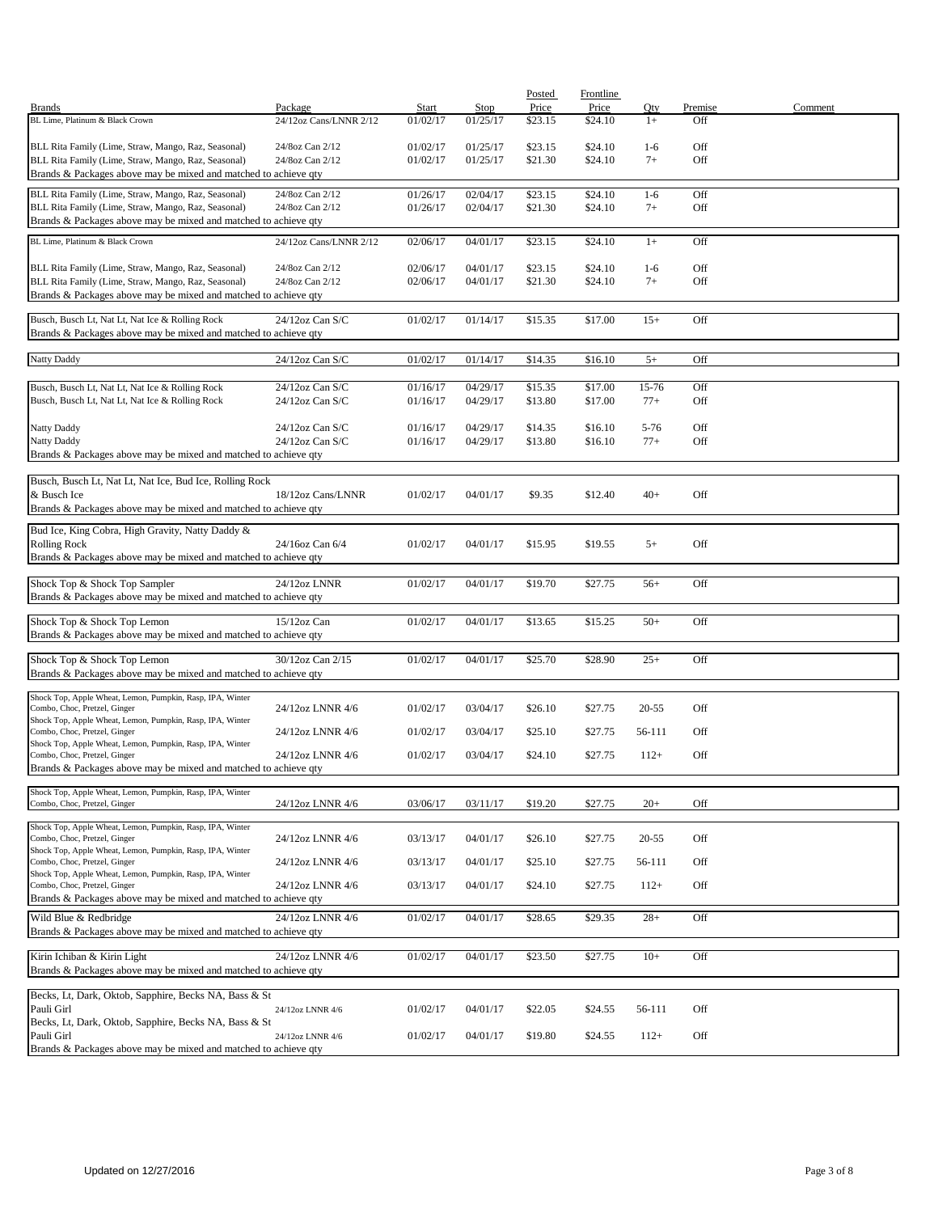| Brands | Package | Start | Stop | Posted Price | Frontline Price | Qty | Premise | Comment |
|---|---|---|---|---|---|---|---|---|
| BL Lime, Platinum & Black Crown | 24/12oz Cans/LNNR 2/12 | 01/02/17 | 01/25/17 | $23.15 | $24.10 | 1+ | Off | |
| BLL Rita Family (Lime, Straw, Mango, Raz, Seasonal) | 24/8oz Can 2/12 | 01/02/17 | 01/25/17 | $23.15 | $24.10 | 1-6 | Off | |
| BLL Rita Family (Lime, Straw, Mango, Raz, Seasonal) | 24/8oz Can 2/12 | 01/02/17 | 01/25/17 | $21.30 | $24.10 | 7+ | Off | |
| Brands & Packages above may be mixed and matched to achieve qty | | | | | | | | |
| BLL Rita Family (Lime, Straw, Mango, Raz, Seasonal) | 24/8oz Can 2/12 | 01/26/17 | 02/04/17 | $23.15 | $24.10 | 1-6 | Off | |
| BLL Rita Family (Lime, Straw, Mango, Raz, Seasonal) | 24/8oz Can 2/12 | 01/26/17 | 02/04/17 | $21.30 | $24.10 | 7+ | Off | |
| Brands & Packages above may be mixed and matched to achieve qty | | | | | | | | |
| BL Lime, Platinum & Black Crown | 24/12oz Cans/LNNR 2/12 | 02/06/17 | 04/01/17 | $23.15 | $24.10 | 1+ | Off | |
| BLL Rita Family (Lime, Straw, Mango, Raz, Seasonal) | 24/8oz Can 2/12 | 02/06/17 | 04/01/17 | $23.15 | $24.10 | 1-6 | Off | |
| BLL Rita Family (Lime, Straw, Mango, Raz, Seasonal) | 24/8oz Can 2/12 | 02/06/17 | 04/01/17 | $21.30 | $24.10 | 7+ | Off | |
| Brands & Packages above may be mixed and matched to achieve qty | | | | | | | | |
| Busch, Busch Lt, Nat Lt, Nat Ice & Rolling Rock | 24/12oz Can S/C | 01/02/17 | 01/14/17 | $15.35 | $17.00 | 15+ | Off | |
| Brands & Packages above may be mixed and matched to achieve qty | | | | | | | | |
| Natty Daddy | 24/12oz Can S/C | 01/02/17 | 01/14/17 | $14.35 | $16.10 | 5+ | Off | |
| Busch, Busch Lt, Nat Lt, Nat Ice & Rolling Rock | 24/12oz Can S/C | 01/16/17 | 04/29/17 | $15.35 | $17.00 | 15-76 | Off | |
| Busch, Busch Lt, Nat Lt, Nat Ice & Rolling Rock | 24/12oz Can S/C | 01/16/17 | 04/29/17 | $13.80 | $17.00 | 77+ | Off | |
| Natty Daddy | 24/12oz Can S/C | 01/16/17 | 04/29/17 | $14.35 | $16.10 | 5-76 | Off | |
| Natty Daddy | 24/12oz Can S/C | 01/16/17 | 04/29/17 | $13.80 | $16.10 | 77+ | Off | |
| Brands & Packages above may be mixed and matched to achieve qty | | | | | | | | |
| Busch, Busch Lt, Nat Lt, Nat Ice, Bud Ice, Rolling Rock & Busch Ice | 18/12oz Cans/LNNR | 01/02/17 | 04/01/17 | $9.35 | $12.40 | 40+ | Off | |
| Brands & Packages above may be mixed and matched to achieve qty | | | | | | | | |
| Bud Ice, King Cobra, High Gravity, Natty Daddy & Rolling Rock | 24/16oz Can 6/4 | 01/02/17 | 04/01/17 | $15.95 | $19.55 | 5+ | Off | |
| Brands & Packages above may be mixed and matched to achieve qty | | | | | | | | |
| Shock Top & Shock Top Sampler | 24/12oz LNNR | 01/02/17 | 04/01/17 | $19.70 | $27.75 | 56+ | Off | |
| Brands & Packages above may be mixed and matched to achieve qty | | | | | | | | |
| Shock Top & Shock Top Lemon | 15/12oz Can | 01/02/17 | 04/01/17 | $13.65 | $15.25 | 50+ | Off | |
| Brands & Packages above may be mixed and matched to achieve qty | | | | | | | | |
| Shock Top & Shock Top Lemon | 30/12oz Can 2/15 | 01/02/17 | 04/01/17 | $25.70 | $28.90 | 25+ | Off | |
| Brands & Packages above may be mixed and matched to achieve qty | | | | | | | | |
| Shock Top, Apple Wheat, Lemon, Pumpkin, Rasp, IPA, Winter Combo, Choc, Pretzel, Ginger | 24/12oz LNNR 4/6 | 01/02/17 | 03/04/17 | $26.10 | $27.75 | 20-55 | Off | |
| Shock Top, Apple Wheat, Lemon, Pumpkin, Rasp, IPA, Winter Combo, Choc, Pretzel, Ginger | 24/12oz LNNR 4/6 | 01/02/17 | 03/04/17 | $25.10 | $27.75 | 56-111 | Off | |
| Shock Top, Apple Wheat, Lemon, Pumpkin, Rasp, IPA, Winter Combo, Choc, Pretzel, Ginger | 24/12oz LNNR 4/6 | 01/02/17 | 03/04/17 | $24.10 | $27.75 | 112+ | Off | |
| Brands & Packages above may be mixed and matched to achieve qty | | | | | | | | |
| Shock Top, Apple Wheat, Lemon, Pumpkin, Rasp, IPA, Winter Combo, Choc, Pretzel, Ginger | 24/12oz LNNR 4/6 | 03/06/17 | 03/11/17 | $19.20 | $27.75 | 20+ | Off | |
| Shock Top, Apple Wheat, Lemon, Pumpkin, Rasp, IPA, Winter Combo, Choc, Pretzel, Ginger | 24/12oz LNNR 4/6 | 03/13/17 | 04/01/17 | $26.10 | $27.75 | 20-55 | Off | |
| Shock Top, Apple Wheat, Lemon, Pumpkin, Rasp, IPA, Winter Combo, Choc, Pretzel, Ginger | 24/12oz LNNR 4/6 | 03/13/17 | 04/01/17 | $25.10 | $27.75 | 56-111 | Off | |
| Shock Top, Apple Wheat, Lemon, Pumpkin, Rasp, IPA, Winter Combo, Choc, Pretzel, Ginger | 24/12oz LNNR 4/6 | 03/13/17 | 04/01/17 | $24.10 | $27.75 | 112+ | Off | |
| Brands & Packages above may be mixed and matched to achieve qty | | | | | | | | |
| Wild Blue & Redbridge | 24/12oz LNNR 4/6 | 01/02/17 | 04/01/17 | $28.65 | $29.35 | 28+ | Off | |
| Brands & Packages above may be mixed and matched to achieve qty | | | | | | | | |
| Kirin Ichiban & Kirin Light | 24/12oz LNNR 4/6 | 01/02/17 | 04/01/17 | $23.50 | $27.75 | 10+ | Off | |
| Brands & Packages above may be mixed and matched to achieve qty | | | | | | | | |
| Becks, Lt, Dark, Oktob, Sapphire, Becks NA, Bass & St Pauli Girl | 24/12oz LNNR 4/6 | 01/02/17 | 04/01/17 | $22.05 | $24.55 | 56-111 | Off | |
| Becks, Lt, Dark, Oktob, Sapphire, Becks NA, Bass & St Pauli Girl | 24/12oz LNNR 4/6 | 01/02/17 | 04/01/17 | $19.80 | $24.55 | 112+ | Off | |
| Brands & Packages above may be mixed and matched to achieve qty | | | | | | | | |

Updated on 12/27/2016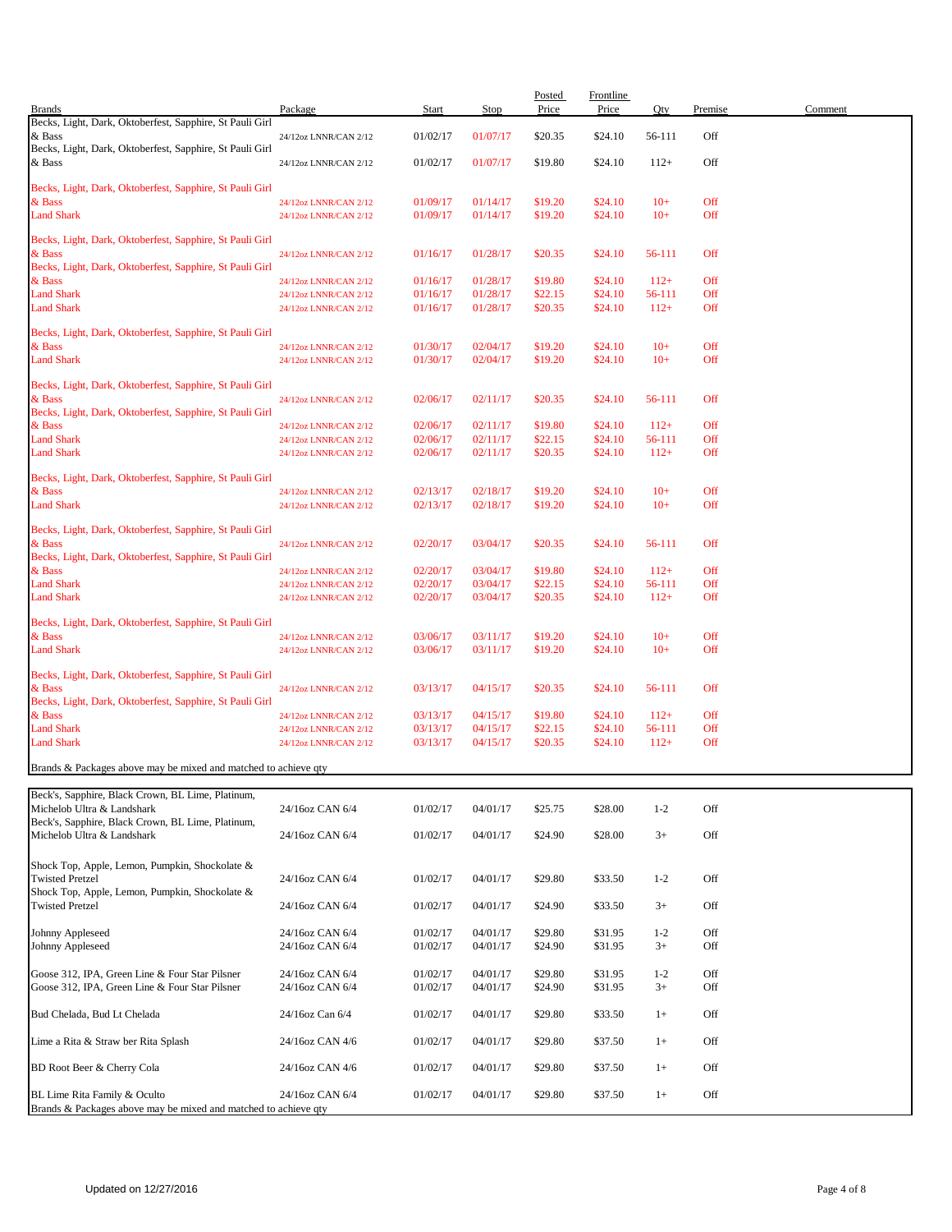| Brands | Package | Start | Stop | Posted Price | Frontline Price | Qty | Premise | Comment |
|---|---|---|---|---|---|---|---|---|
| Becks, Light, Dark, Oktoberfest, Sapphire, St Pauli Girl & Bass | 24/12oz LNNR/CAN 2/12 | 01/02/17 | 01/07/17 | $20.35 | $24.10 | 56-111 | Off | |
| Becks, Light, Dark, Oktoberfest, Sapphire, St Pauli Girl & Bass | 24/12oz LNNR/CAN 2/12 | 01/02/17 | 01/07/17 | $19.80 | $24.10 | 112+ | Off | |
| Becks, Light, Dark, Oktoberfest, Sapphire, St Pauli Girl & Bass | 24/12oz LNNR/CAN 2/12 | 01/09/17 | 01/14/17 | $19.20 | $24.10 | 10+ | Off | |
| Land Shark | 24/12oz LNNR/CAN 2/12 | 01/09/17 | 01/14/17 | $19.20 | $24.10 | 10+ | Off | |
| Becks, Light, Dark, Oktoberfest, Sapphire, St Pauli Girl & Bass | 24/12oz LNNR/CAN 2/12 | 01/16/17 | 01/28/17 | $20.35 | $24.10 | 56-111 | Off | |
| Becks, Light, Dark, Oktoberfest, Sapphire, St Pauli Girl & Bass | 24/12oz LNNR/CAN 2/12 | 01/16/17 | 01/28/17 | $19.80 | $24.10 | 112+ | Off | |
| Land Shark | 24/12oz LNNR/CAN 2/12 | 01/16/17 | 01/28/17 | $22.15 | $24.10 | 56-111 | Off | |
| Land Shark | 24/12oz LNNR/CAN 2/12 | 01/16/17 | 01/28/17 | $20.35 | $24.10 | 112+ | Off | |
| Becks, Light, Dark, Oktoberfest, Sapphire, St Pauli Girl & Bass | 24/12oz LNNR/CAN 2/12 | 01/30/17 | 02/04/17 | $19.20 | $24.10 | 10+ | Off | |
| Land Shark | 24/12oz LNNR/CAN 2/12 | 01/30/17 | 02/04/17 | $19.20 | $24.10 | 10+ | Off | |
| Becks, Light, Dark, Oktoberfest, Sapphire, St Pauli Girl & Bass | 24/12oz LNNR/CAN 2/12 | 02/06/17 | 02/11/17 | $20.35 | $24.10 | 56-111 | Off | |
| Becks, Light, Dark, Oktoberfest, Sapphire, St Pauli Girl & Bass | 24/12oz LNNR/CAN 2/12 | 02/06/17 | 02/11/17 | $19.80 | $24.10 | 112+ | Off | |
| Land Shark | 24/12oz LNNR/CAN 2/12 | 02/06/17 | 02/11/17 | $22.15 | $24.10 | 56-111 | Off | |
| Land Shark | 24/12oz LNNR/CAN 2/12 | 02/06/17 | 02/11/17 | $20.35 | $24.10 | 112+ | Off | |
| Becks, Light, Dark, Oktoberfest, Sapphire, St Pauli Girl & Bass | 24/12oz LNNR/CAN 2/12 | 02/13/17 | 02/18/17 | $19.20 | $24.10 | 10+ | Off | |
| Land Shark | 24/12oz LNNR/CAN 2/12 | 02/13/17 | 02/18/17 | $19.20 | $24.10 | 10+ | Off | |
| Becks, Light, Dark, Oktoberfest, Sapphire, St Pauli Girl & Bass | 24/12oz LNNR/CAN 2/12 | 02/20/17 | 03/04/17 | $20.35 | $24.10 | 56-111 | Off | |
| Becks, Light, Dark, Oktoberfest, Sapphire, St Pauli Girl & Bass | 24/12oz LNNR/CAN 2/12 | 02/20/17 | 03/04/17 | $19.80 | $24.10 | 112+ | Off | |
| Land Shark | 24/12oz LNNR/CAN 2/12 | 02/20/17 | 03/04/17 | $22.15 | $24.10 | 56-111 | Off | |
| Land Shark | 24/12oz LNNR/CAN 2/12 | 02/20/17 | 03/04/17 | $20.35 | $24.10 | 112+ | Off | |
| Becks, Light, Dark, Oktoberfest, Sapphire, St Pauli Girl & Bass | 24/12oz LNNR/CAN 2/12 | 03/06/17 | 03/11/17 | $19.20 | $24.10 | 10+ | Off | |
| Land Shark | 24/12oz LNNR/CAN 2/12 | 03/06/17 | 03/11/17 | $19.20 | $24.10 | 10+ | Off | |
| Becks, Light, Dark, Oktoberfest, Sapphire, St Pauli Girl & Bass | 24/12oz LNNR/CAN 2/12 | 03/13/17 | 04/15/17 | $20.35 | $24.10 | 56-111 | Off | |
| Becks, Light, Dark, Oktoberfest, Sapphire, St Pauli Girl & Bass | 24/12oz LNNR/CAN 2/12 | 03/13/17 | 04/15/17 | $19.80 | $24.10 | 112+ | Off | |
| Land Shark | 24/12oz LNNR/CAN 2/12 | 03/13/17 | 04/15/17 | $22.15 | $24.10 | 56-111 | Off | |
| Land Shark | 24/12oz LNNR/CAN 2/12 | 03/13/17 | 04/15/17 | $20.35 | $24.10 | 112+ | Off | |

Brands & Packages above may be mixed and matched to achieve qty

| Brands | Package | Start | Stop | Posted Price | Frontline Price | Qty | Premise | Comment |
|---|---|---|---|---|---|---|---|---|
| Beck's, Sapphire, Black Crown, BL Lime, Platinum, Michelob Ultra & Landshark | 24/16oz CAN 6/4 | 01/02/17 | 04/01/17 | $25.75 | $28.00 | 1-2 | Off | |
| Beck's, Sapphire, Black Crown, BL Lime, Platinum, Michelob Ultra & Landshark | 24/16oz CAN 6/4 | 01/02/17 | 04/01/17 | $24.90 | $28.00 | 3+ | Off | |
| Shock Top, Apple, Lemon, Pumpkin, Shockolate & Twisted Pretzel | 24/16oz CAN 6/4 | 01/02/17 | 04/01/17 | $29.80 | $33.50 | 1-2 | Off | |
| Shock Top, Apple, Lemon, Pumpkin, Shockolate & Twisted Pretzel | 24/16oz CAN 6/4 | 01/02/17 | 04/01/17 | $24.90 | $33.50 | 3+ | Off | |
| Johnny Appleseed | 24/16oz CAN 6/4 | 01/02/17 | 04/01/17 | $29.80 | $31.95 | 1-2 | Off | |
| Johnny Appleseed | 24/16oz CAN 6/4 | 01/02/17 | 04/01/17 | $24.90 | $31.95 | 3+ | Off | |
| Goose 312, IPA, Green Line & Four Star Pilsner | 24/16oz CAN 6/4 | 01/02/17 | 04/01/17 | $29.80 | $31.95 | 1-2 | Off | |
| Goose 312, IPA, Green Line & Four Star Pilsner | 24/16oz CAN 6/4 | 01/02/17 | 04/01/17 | $24.90 | $31.95 | 3+ | Off | |
| Bud Chelada, Bud Lt Chelada | 24/16oz Can 6/4 | 01/02/17 | 04/01/17 | $29.80 | $33.50 | 1+ | Off | |
| Lime a Rita & Straw ber Rita Splash | 24/16oz CAN 4/6 | 01/02/17 | 04/01/17 | $29.80 | $37.50 | 1+ | Off | |
| BD Root Beer & Cherry Cola | 24/16oz CAN 4/6 | 01/02/17 | 04/01/17 | $29.80 | $37.50 | 1+ | Off | |
| BL Lime Rita Family & Oculto | 24/16oz CAN 6/4 | 01/02/17 | 04/01/17 | $29.80 | $37.50 | 1+ | Off | |

Brands & Packages above may be mixed and matched to achieve qty

Updated on 12/27/2016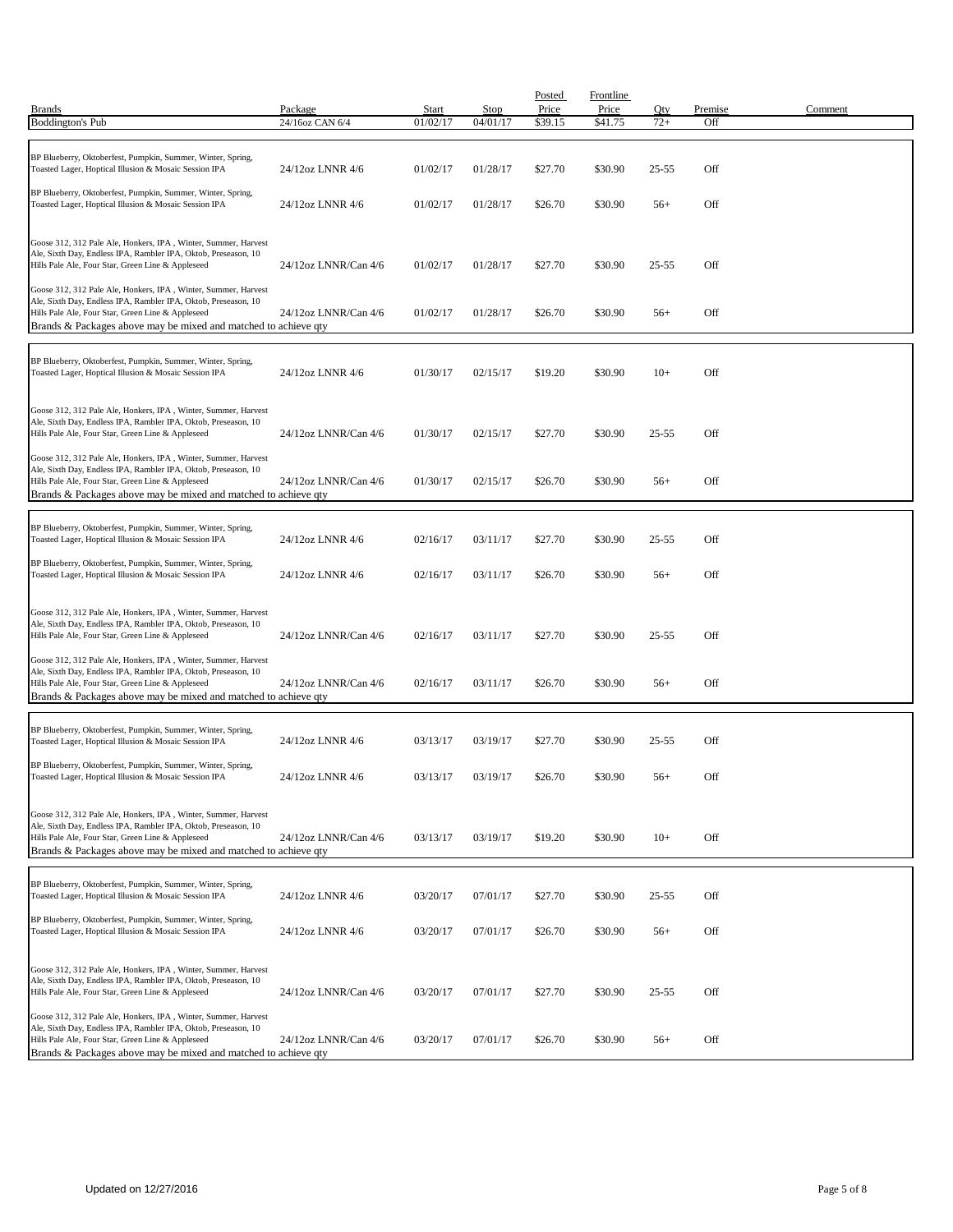| Brands | Package | Start | Stop | Posted Price | Frontline Price | Qty | Premise | Comment |
|---|---|---|---|---|---|---|---|---|
| Boddington's Pub | 24/16oz CAN 6/4 | 01/02/17 | 04/01/17 | $39.15 | $41.75 | 72+ | Off | |
| BP Blueberry, Oktoberfest, Pumpkin, Summer, Winter, Spring, Toasted Lager, Hoptical Illusion & Mosaic Session IPA | 24/12oz LNNR 4/6 | 01/02/17 | 01/28/17 | $27.70 | $30.90 | 25-55 | Off | |
| BP Blueberry, Oktoberfest, Pumpkin, Summer, Winter, Spring, Toasted Lager, Hoptical Illusion & Mosaic Session IPA | 24/12oz LNNR 4/6 | 01/02/17 | 01/28/17 | $26.70 | $30.90 | 56+ | Off | |
| Goose 312, 312 Pale Ale, Honkers, IPA , Winter, Summer, Harvest Ale, Sixth Day, Endless IPA, Rambler IPA, Oktob, Preseason, 10 Hills Pale Ale, Four Star, Green Line & Appleseed | 24/12oz LNNR/Can 4/6 | 01/02/17 | 01/28/17 | $27.70 | $30.90 | 25-55 | Off | |
| Goose 312, 312 Pale Ale, Honkers, IPA , Winter, Summer, Harvest Ale, Sixth Day, Endless IPA, Rambler IPA, Oktob, Preseason, 10 Hills Pale Ale, Four Star, Green Line & Appleseed | 24/12oz LNNR/Can 4/6 | 01/02/17 | 01/28/17 | $26.70 | $30.90 | 56+ | Off | |
| Brands & Packages above may be mixed and matched to achieve qty | | | | | | | | |
| BP Blueberry, Oktoberfest, Pumpkin, Summer, Winter, Spring, Toasted Lager, Hoptical Illusion & Mosaic Session IPA | 24/12oz LNNR 4/6 | 01/30/17 | 02/15/17 | $19.20 | $30.90 | 10+ | Off | |
| Goose 312, 312 Pale Ale, Honkers, IPA , Winter, Summer, Harvest Ale, Sixth Day, Endless IPA, Rambler IPA, Oktob, Preseason, 10 Hills Pale Ale, Four Star, Green Line & Appleseed | 24/12oz LNNR/Can 4/6 | 01/30/17 | 02/15/17 | $27.70 | $30.90 | 25-55 | Off | |
| Goose 312, 312 Pale Ale, Honkers, IPA , Winter, Summer, Harvest Ale, Sixth Day, Endless IPA, Rambler IPA, Oktob, Preseason, 10 Hills Pale Ale, Four Star, Green Line & Appleseed | 24/12oz LNNR/Can 4/6 | 01/30/17 | 02/15/17 | $26.70 | $30.90 | 56+ | Off | |
| Brands & Packages above may be mixed and matched to achieve qty | | | | | | | | |
| BP Blueberry, Oktoberfest, Pumpkin, Summer, Winter, Spring, Toasted Lager, Hoptical Illusion & Mosaic Session IPA | 24/12oz LNNR 4/6 | 02/16/17 | 03/11/17 | $27.70 | $30.90 | 25-55 | Off | |
| BP Blueberry, Oktoberfest, Pumpkin, Summer, Winter, Spring, Toasted Lager, Hoptical Illusion & Mosaic Session IPA | 24/12oz LNNR 4/6 | 02/16/17 | 03/11/17 | $26.70 | $30.90 | 56+ | Off | |
| Goose 312, 312 Pale Ale, Honkers, IPA , Winter, Summer, Harvest Ale, Sixth Day, Endless IPA, Rambler IPA, Oktob, Preseason, 10 Hills Pale Ale, Four Star, Green Line & Appleseed | 24/12oz LNNR/Can 4/6 | 02/16/17 | 03/11/17 | $27.70 | $30.90 | 25-55 | Off | |
| Goose 312, 312 Pale Ale, Honkers, IPA , Winter, Summer, Harvest Ale, Sixth Day, Endless IPA, Rambler IPA, Oktob, Preseason, 10 Hills Pale Ale, Four Star, Green Line & Appleseed | 24/12oz LNNR/Can 4/6 | 02/16/17 | 03/11/17 | $26.70 | $30.90 | 56+ | Off | |
| Brands & Packages above may be mixed and matched to achieve qty | | | | | | | | |
| BP Blueberry, Oktoberfest, Pumpkin, Summer, Winter, Spring, Toasted Lager, Hoptical Illusion & Mosaic Session IPA | 24/12oz LNNR 4/6 | 03/13/17 | 03/19/17 | $27.70 | $30.90 | 25-55 | Off | |
| BP Blueberry, Oktoberfest, Pumpkin, Summer, Winter, Spring, Toasted Lager, Hoptical Illusion & Mosaic Session IPA | 24/12oz LNNR 4/6 | 03/13/17 | 03/19/17 | $26.70 | $30.90 | 56+ | Off | |
| Goose 312, 312 Pale Ale, Honkers, IPA , Winter, Summer, Harvest Ale, Sixth Day, Endless IPA, Rambler IPA, Oktob, Preseason, 10 Hills Pale Ale, Four Star, Green Line & Appleseed | 24/12oz LNNR/Can 4/6 | 03/13/17 | 03/19/17 | $19.20 | $30.90 | 10+ | Off | |
| Brands & Packages above may be mixed and matched to achieve qty | | | | | | | | |
| BP Blueberry, Oktoberfest, Pumpkin, Summer, Winter, Spring, Toasted Lager, Hoptical Illusion & Mosaic Session IPA | 24/12oz LNNR 4/6 | 03/20/17 | 07/01/17 | $27.70 | $30.90 | 25-55 | Off | |
| BP Blueberry, Oktoberfest, Pumpkin, Summer, Winter, Spring, Toasted Lager, Hoptical Illusion & Mosaic Session IPA | 24/12oz LNNR 4/6 | 03/20/17 | 07/01/17 | $26.70 | $30.90 | 56+ | Off | |
| Goose 312, 312 Pale Ale, Honkers, IPA , Winter, Summer, Harvest Ale, Sixth Day, Endless IPA, Rambler IPA, Oktob, Preseason, 10 Hills Pale Ale, Four Star, Green Line & Appleseed | 24/12oz LNNR/Can 4/6 | 03/20/17 | 07/01/17 | $27.70 | $30.90 | 25-55 | Off | |
| Goose 312, 312 Pale Ale, Honkers, IPA , Winter, Summer, Harvest Ale, Sixth Day, Endless IPA, Rambler IPA, Oktob, Preseason, 10 Hills Pale Ale, Four Star, Green Line & Appleseed | 24/12oz LNNR/Can 4/6 | 03/20/17 | 07/01/17 | $26.70 | $30.90 | 56+ | Off | |
| Brands & Packages above may be mixed and matched to achieve qty | | | | | | | | |

Updated on 12/27/2016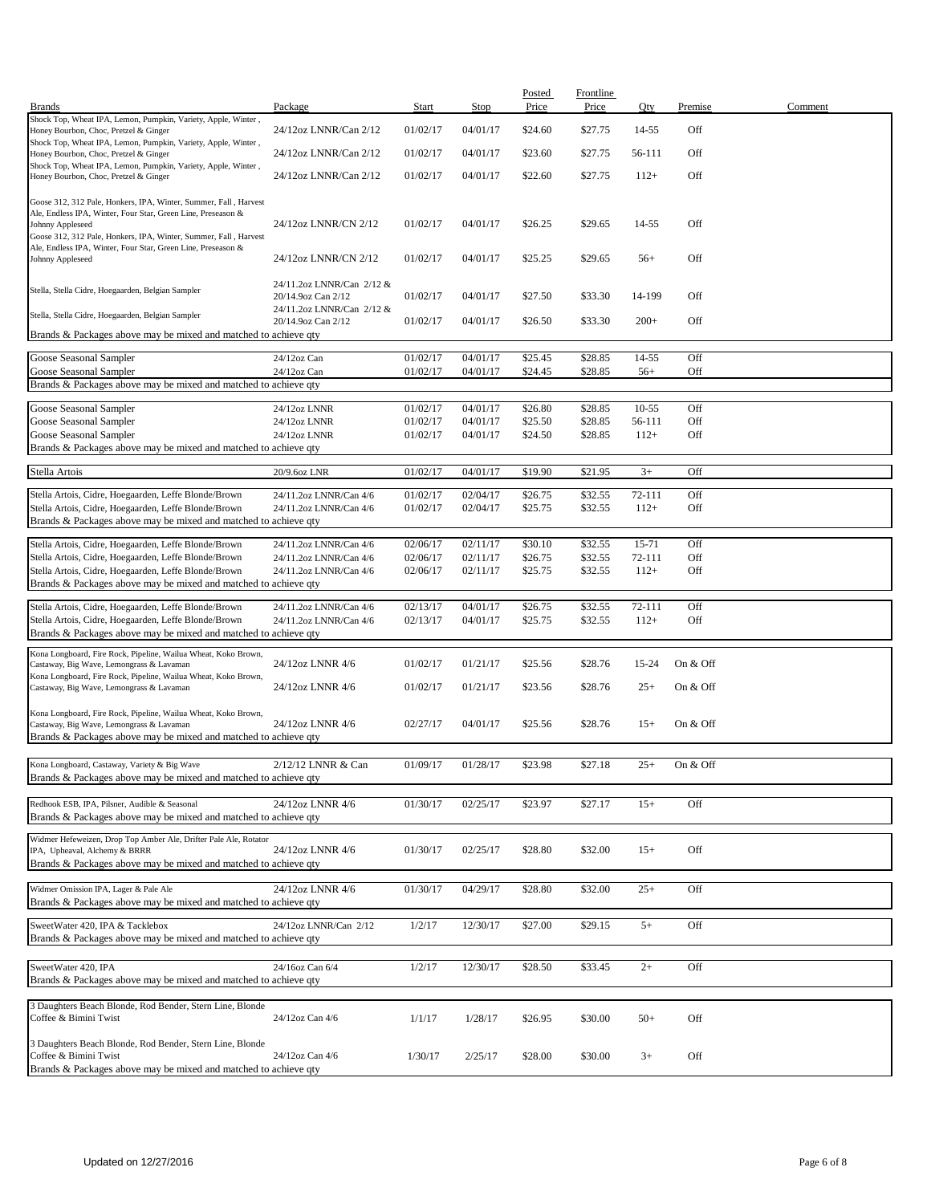| Brands | Package | Start | Stop | Posted Price | Frontline Price | Qty | Premise | Comment |
|---|---|---|---|---|---|---|---|---|
| Shock Top, Wheat IPA, Lemon, Pumpkin, Variety, Apple, Winter , Honey Bourbon, Choc, Pretzel & Ginger | 24/12oz LNNR/Can 2/12 | 01/02/17 | 04/01/17 | $24.60 | $27.75 | 14-55 | Off | |
| Shock Top, Wheat IPA, Lemon, Pumpkin, Variety, Apple, Winter , Honey Bourbon, Choc, Pretzel & Ginger | 24/12oz LNNR/Can 2/12 | 01/02/17 | 04/01/17 | $23.60 | $27.75 | 56-111 | Off | |
| Shock Top, Wheat IPA, Lemon, Pumpkin, Variety, Apple, Winter , Honey Bourbon, Choc, Pretzel & Ginger | 24/12oz LNNR/Can 2/12 | 01/02/17 | 04/01/17 | $22.60 | $27.75 | 112+ | Off | |
| Goose 312, 312 Pale, Honkers, IPA, Winter, Summer, Fall , Harvest Ale, Endless IPA, Winter, Four Star, Green Line, Preseason & Johnny Appleseed | 24/12oz LNNR/CN 2/12 | 01/02/17 | 04/01/17 | $26.25 | $29.65 | 14-55 | Off | |
| Goose 312, 312 Pale, Honkers, IPA, Winter, Summer, Fall , Harvest Ale, Endless IPA, Winter, Four Star, Green Line, Preseason & Johnny Appleseed | 24/12oz LNNR/CN 2/12 | 01/02/17 | 04/01/17 | $25.25 | $29.65 | 56+ | Off | |
| Stella, Stella Cidre, Hoegaarden, Belgian Sampler | 24/11.2oz LNNR/Can 2/12 & 20/14.9oz Can 2/12 | 01/02/17 | 04/01/17 | $27.50 | $33.30 | 14-199 | Off | |
| Stella, Stella Cidre, Hoegaarden, Belgian Sampler | 24/11.2oz LNNR/Can 2/12 & 20/14.9oz Can 2/12 | 01/02/17 | 04/01/17 | $26.50 | $33.30 | 200+ | Off | |
| Brands & Packages above may be mixed and matched to achieve qty | | | | | | | | |
| Goose Seasonal Sampler | 24/12oz Can | 01/02/17 | 04/01/17 | $25.45 | $28.85 | 14-55 | Off | |
| Goose Seasonal Sampler | 24/12oz Can | 01/02/17 | 04/01/17 | $24.45 | $28.85 | 56+ | Off | |
| Brands & Packages above may be mixed and matched to achieve qty | | | | | | | | |
| Goose Seasonal Sampler | 24/12oz LNNR | 01/02/17 | 04/01/17 | $26.80 | $28.85 | 10-55 | Off | |
| Goose Seasonal Sampler | 24/12oz LNNR | 01/02/17 | 04/01/17 | $25.50 | $28.85 | 56-111 | Off | |
| Goose Seasonal Sampler | 24/12oz LNNR | 01/02/17 | 04/01/17 | $24.50 | $28.85 | 112+ | Off | |
| Brands & Packages above may be mixed and matched to achieve qty | | | | | | | | |
| Stella Artois | 20/9.6oz LNR | 01/02/17 | 04/01/17 | $19.90 | $21.95 | 3+ | Off | |
| Stella Artois, Cidre, Hoegaarden, Leffe Blonde/Brown | 24/11.2oz LNNR/Can 4/6 | 01/02/17 | 02/04/17 | $26.75 | $32.55 | 72-111 | Off | |
| Stella Artois, Cidre, Hoegaarden, Leffe Blonde/Brown | 24/11.2oz LNNR/Can 4/6 | 01/02/17 | 02/04/17 | $25.75 | $32.55 | 112+ | Off | |
| Brands & Packages above may be mixed and matched to achieve qty | | | | | | | | |
| Stella Artois, Cidre, Hoegaarden, Leffe Blonde/Brown | 24/11.2oz LNNR/Can 4/6 | 02/06/17 | 02/11/17 | $30.10 | $32.55 | 15-71 | Off | |
| Stella Artois, Cidre, Hoegaarden, Leffe Blonde/Brown | 24/11.2oz LNNR/Can 4/6 | 02/06/17 | 02/11/17 | $26.75 | $32.55 | 72-111 | Off | |
| Stella Artois, Cidre, Hoegaarden, Leffe Blonde/Brown | 24/11.2oz LNNR/Can 4/6 | 02/06/17 | 02/11/17 | $25.75 | $32.55 | 112+ | Off | |
| Brands & Packages above may be mixed and matched to achieve qty | | | | | | | | |
| Stella Artois, Cidre, Hoegaarden, Leffe Blonde/Brown | 24/11.2oz LNNR/Can 4/6 | 02/13/17 | 04/01/17 | $26.75 | $32.55 | 72-111 | Off | |
| Stella Artois, Cidre, Hoegaarden, Leffe Blonde/Brown | 24/11.2oz LNNR/Can 4/6 | 02/13/17 | 04/01/17 | $25.75 | $32.55 | 112+ | Off | |
| Brands & Packages above may be mixed and matched to achieve qty | | | | | | | | |
| Kona Longboard, Fire Rock, Pipeline, Wailua Wheat, Koko Brown, Castaway, Big Wave, Lemongrass & Lavaman | 24/12oz LNNR 4/6 | 01/02/17 | 01/21/17 | $25.56 | $28.76 | 15-24 | On & Off | |
| Kona Longboard, Fire Rock, Pipeline, Wailua Wheat, Koko Brown, Castaway, Big Wave, Lemongrass & Lavaman | 24/12oz LNNR 4/6 | 01/02/17 | 01/21/17 | $23.56 | $28.76 | 25+ | On & Off | |
| Kona Longboard, Fire Rock, Pipeline, Wailua Wheat, Koko Brown, Castaway, Big Wave, Lemongrass & Lavaman | 24/12oz LNNR 4/6 | 02/27/17 | 04/01/17 | $25.56 | $28.76 | 15+ | On & Off | |
| Brands & Packages above may be mixed and matched to achieve qty | | | | | | | | |
| Kona Longboard, Castaway, Variety & Big Wave | 2/12/12 LNNR & Can | 01/09/17 | 01/28/17 | $23.98 | $27.18 | 25+ | On & Off | |
| Brands & Packages above may be mixed and matched to achieve qty | | | | | | | | |
| Redhook ESB, IPA, Pilsner, Audible & Seasonal | 24/12oz LNNR 4/6 | 01/30/17 | 02/25/17 | $23.97 | $27.17 | 15+ | Off | |
| Brands & Packages above may be mixed and matched to achieve qty | | | | | | | | |
| Widmer Hefeweizen, Drop Top Amber Ale, Drifter Pale Ale, Rotator IPA, Upheaval, Alchemy & BRRR | 24/12oz LNNR 4/6 | 01/30/17 | 02/25/17 | $28.80 | $32.00 | 15+ | Off | |
| Brands & Packages above may be mixed and matched to achieve qty | | | | | | | | |
| Widmer Omission IPA, Lager & Pale Ale | 24/12oz LNNR 4/6 | 01/30/17 | 04/29/17 | $28.80 | $32.00 | 25+ | Off | |
| Brands & Packages above may be mixed and matched to achieve qty | | | | | | | | |
| SweetWater 420, IPA & Tacklebox | 24/12oz LNNR/Can 2/12 | 1/2/17 | 12/30/17 | $27.00 | $29.15 | 5+ | Off | |
| Brands & Packages above may be mixed and matched to achieve qty | | | | | | | | |
| SweetWater 420, IPA | 24/16oz Can 6/4 | 1/2/17 | 12/30/17 | $28.50 | $33.45 | 2+ | Off | |
| Brands & Packages above may be mixed and matched to achieve qty | | | | | | | | |
| 3 Daughters Beach Blonde, Rod Bender, Stern Line, Blonde Coffee & Bimini Twist | 24/12oz Can 4/6 | 1/1/17 | 1/28/17 | $26.95 | $30.00 | 50+ | Off | |
| 3 Daughters Beach Blonde, Rod Bender, Stern Line, Blonde Coffee & Bimini Twist | 24/12oz Can 4/6 | 1/30/17 | 2/25/17 | $28.00 | $30.00 | 3+ | Off | |
| Brands & Packages above may be mixed and matched to achieve qty | | | | | | | | |

Updated on 12/27/2016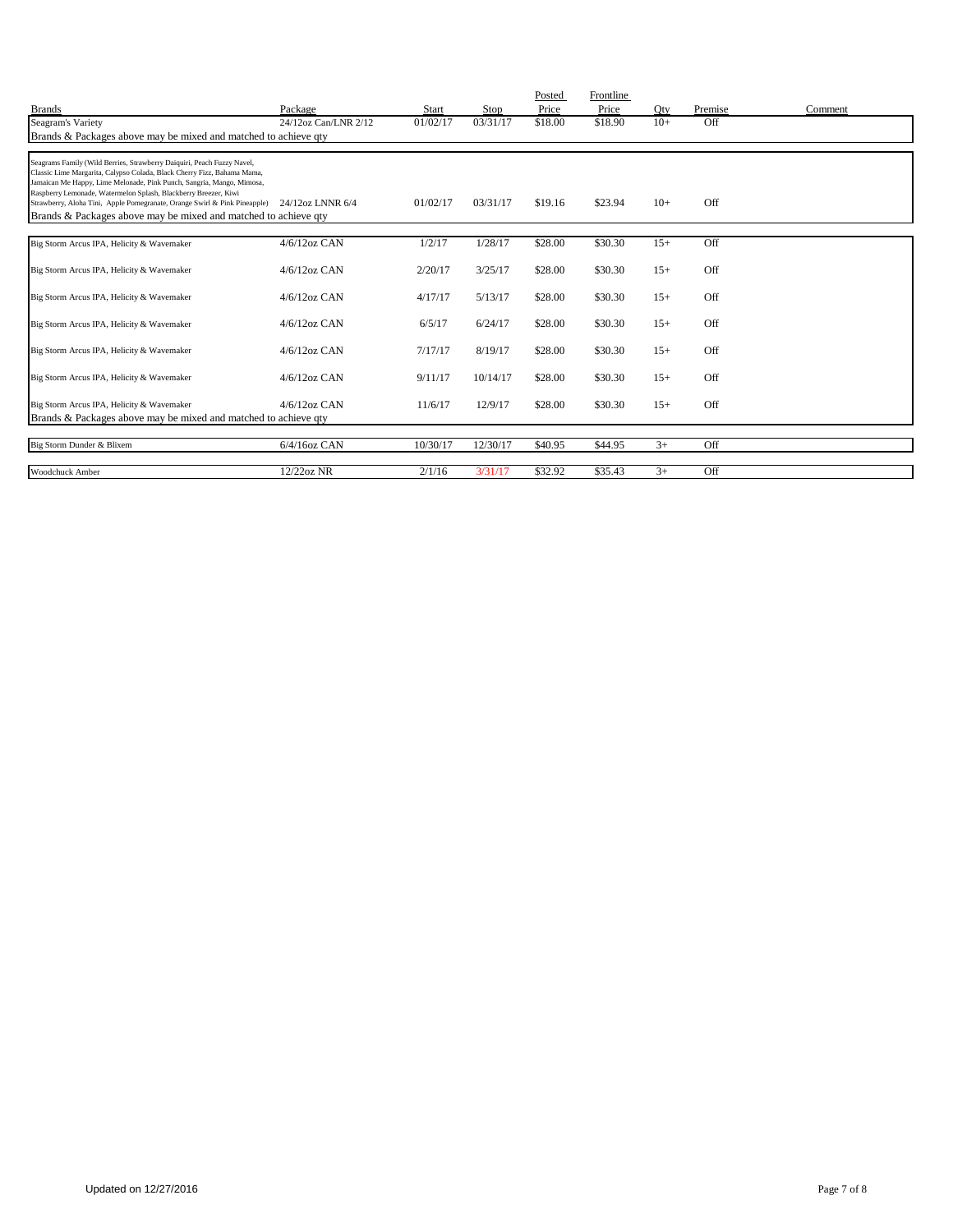| Brands | Package | Start | Stop | Posted Price | Frontline Price | Qty | Premise | Comment |
|---|---|---|---|---|---|---|---|---|
| Seagram's Variety | 24/12oz Can/LNR 2/12 | 01/02/17 | 03/31/17 | $18.00 | $18.90 | 10+ | Off | |
| Brands & Packages above may be mixed and matched to achieve qty | | | | | | | | |
| Seagrams Family (Wild Berries, Strawberry Daiquiri, Peach Fuzzy Navel, Classic Lime Margarita, Calypso Colada, Black Cherry Fizz, Bahama Mama, Jamaican Me Happy, Lime Melonade, Pink Punch, Sangria, Mango, Mimosa, Raspberry Lemonade, Watermelon Splash, Blackberry Breezer, Kiwi Strawberry, Aloha Tini, Apple Pomegranate, Orange Swirl & Pink Pineapple) | 24/12oz LNNR 6/4 | 01/02/17 | 03/31/17 | $19.16 | $23.94 | 10+ | Off | |
| Brands & Packages above may be mixed and matched to achieve qty | | | | | | | | |
| Big Storm Arcus IPA, Helicity & Wavemaker | 4/6/12oz CAN | 1/2/17 | 1/28/17 | $28.00 | $30.30 | 15+ | Off | |
| Big Storm Arcus IPA, Helicity & Wavemaker | 4/6/12oz CAN | 2/20/17 | 3/25/17 | $28.00 | $30.30 | 15+ | Off | |
| Big Storm Arcus IPA, Helicity & Wavemaker | 4/6/12oz CAN | 4/17/17 | 5/13/17 | $28.00 | $30.30 | 15+ | Off | |
| Big Storm Arcus IPA, Helicity & Wavemaker | 4/6/12oz CAN | 6/5/17 | 6/24/17 | $28.00 | $30.30 | 15+ | Off | |
| Big Storm Arcus IPA, Helicity & Wavemaker | 4/6/12oz CAN | 7/17/17 | 8/19/17 | $28.00 | $30.30 | 15+ | Off | |
| Big Storm Arcus IPA, Helicity & Wavemaker | 4/6/12oz CAN | 9/11/17 | 10/14/17 | $28.00 | $30.30 | 15+ | Off | |
| Big Storm Arcus IPA, Helicity & Wavemaker | 4/6/12oz CAN | 11/6/17 | 12/9/17 | $28.00 | $30.30 | 15+ | Off | |
| Brands & Packages above may be mixed and matched to achieve qty | | | | | | | | |
| Big Storm Dunder & Blixem | 6/4/16oz CAN | 10/30/17 | 12/30/17 | $40.95 | $44.95 | 3+ | Off | |
| Woodchuck Amber | 12/22oz NR | 2/1/16 | 3/31/17 | $32.92 | $35.43 | 3+ | Off | |

Updated on 12/27/2016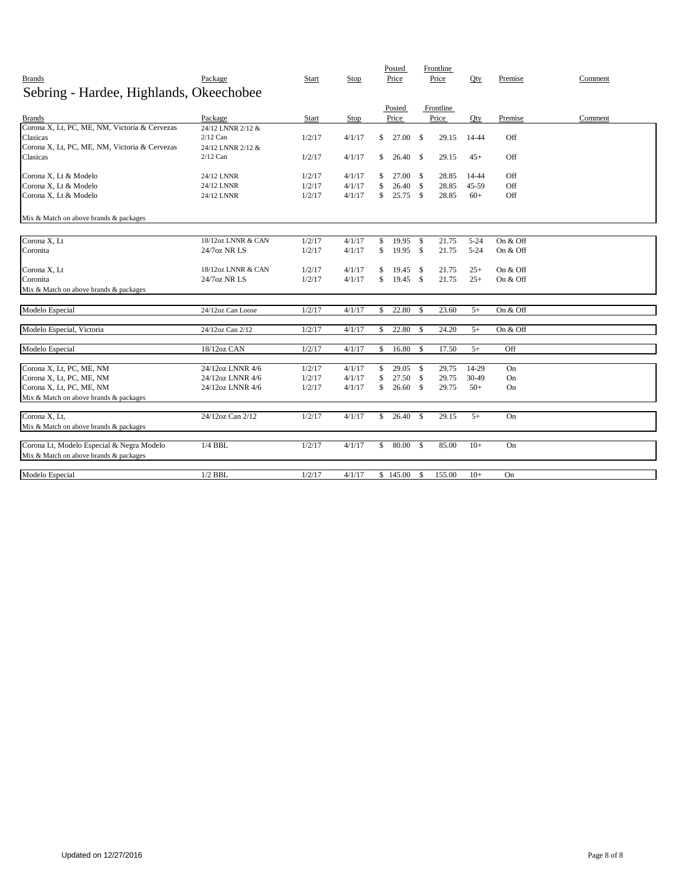| Brands | Package | Start | Stop | Posted Price | Frontline Price | Qty | Premise | Comment |
|---|---|---|---|---|---|---|---|---|

# Sebring - Hardee, Highlands, Okeechobee

| Brands | Package | Start | Stop | Posted Price | Frontline Price | Qty | Premise | Comment |
|---|---|---|---|---|---|---|---|---|
| Corona X, Lt, PC, ME, NM, Victoria & Cervezas Clasicas | 24/12 LNNR 2/12 & 2/12 Can | 1/2/17 | 4/1/17 | $ 27.00 | $ 29.15 | 14-44 | Off | |
| Corona X, Lt, PC, ME, NM, Victoria & Cervezas Clasicas | 24/12 LNNR 2/12 & 2/12 Can | 1/2/17 | 4/1/17 | $ 26.40 | $ 29.15 | 45+ | Off | |
| Corona X, Lt & Modelo | 24/12 LNNR | 1/2/17 | 4/1/17 | $ 27.00 | $ 28.85 | 14-44 | Off | |
| Corona X, Lt & Modelo | 24/12 LNNR | 1/2/17 | 4/1/17 | $ 26.40 | $ 28.85 | 45-59 | Off | |
| Corona X, Lt & Modelo | 24/12 LNNR | 1/2/17 | 4/1/17 | $ 25.75 | $ 28.85 | 60+ | Off | |
| Mix & Match on above brands & packages | | | | | | | | |
| Corona X, Lt | 18/12oz LNNR & CAN | 1/2/17 | 4/1/17 | $ 19.95 | $ 21.75 | 5-24 | On & Off | |
| Coronita | 24/7oz NR LS | 1/2/17 | 4/1/17 | $ 19.95 | $ 21.75 | 5-24 | On & Off | |
| Corona X, Lt | 18/12oz LNNR & CAN | 1/2/17 | 4/1/17 | $ 19.45 | $ 21.75 | 25+ | On & Off | |
| Coronita | 24/7oz NR LS | 1/2/17 | 4/1/17 | $ 19.45 | $ 21.75 | 25+ | On & Off | |
| Mix & Match on above brands & packages | | | | | | | | |
| Modelo Especial | 24/12oz Can Loose | 1/2/17 | 4/1/17 | $ 22.80 | $ 23.60 | 5+ | On & Off | |
| Modelo Especial, Victoria | 24/12oz Can 2/12 | 1/2/17 | 4/1/17 | $ 22.80 | $ 24.20 | 5+ | On & Off | |
| Modelo Especial | 18/12oz CAN | 1/2/17 | 4/1/17 | $ 16.80 | $ 17.50 | 5+ | Off | |
| Corona X, Lt, PC, ME, NM | 24/12oz LNNR 4/6 | 1/2/17 | 4/1/17 | $ 29.05 | $ 29.75 | 14-29 | On | |
| Corona X, Lt, PC, ME, NM | 24/12oz LNNR 4/6 | 1/2/17 | 4/1/17 | $ 27.50 | $ 29.75 | 30-49 | On | |
| Corona X, Lt, PC, ME, NM | 24/12oz LNNR 4/6 | 1/2/17 | 4/1/17 | $ 26.60 | $ 29.75 | 50+ | On | |
| Mix & Match on above brands & packages | | | | | | | | |
| Corona X, Lt, | 24/12oz Can 2/12 | 1/2/17 | 4/1/17 | $ 26.40 | $ 29.15 | 5+ | On | |
| Mix & Match on above brands & packages | | | | | | | | |
| Corona Lt, Modelo Especial & Negra Modelo | 1/4 BBL | 1/2/17 | 4/1/17 | $ 80.00 | $ 85.00 | 10+ | On | |
| Mix & Match on above brands & packages | | | | | | | | |
| Modelo Especial | 1/2 BBL | 1/2/17 | 4/1/17 | $ 145.00 | $ 155.00 | 10+ | On | |

Updated on 12/27/2016